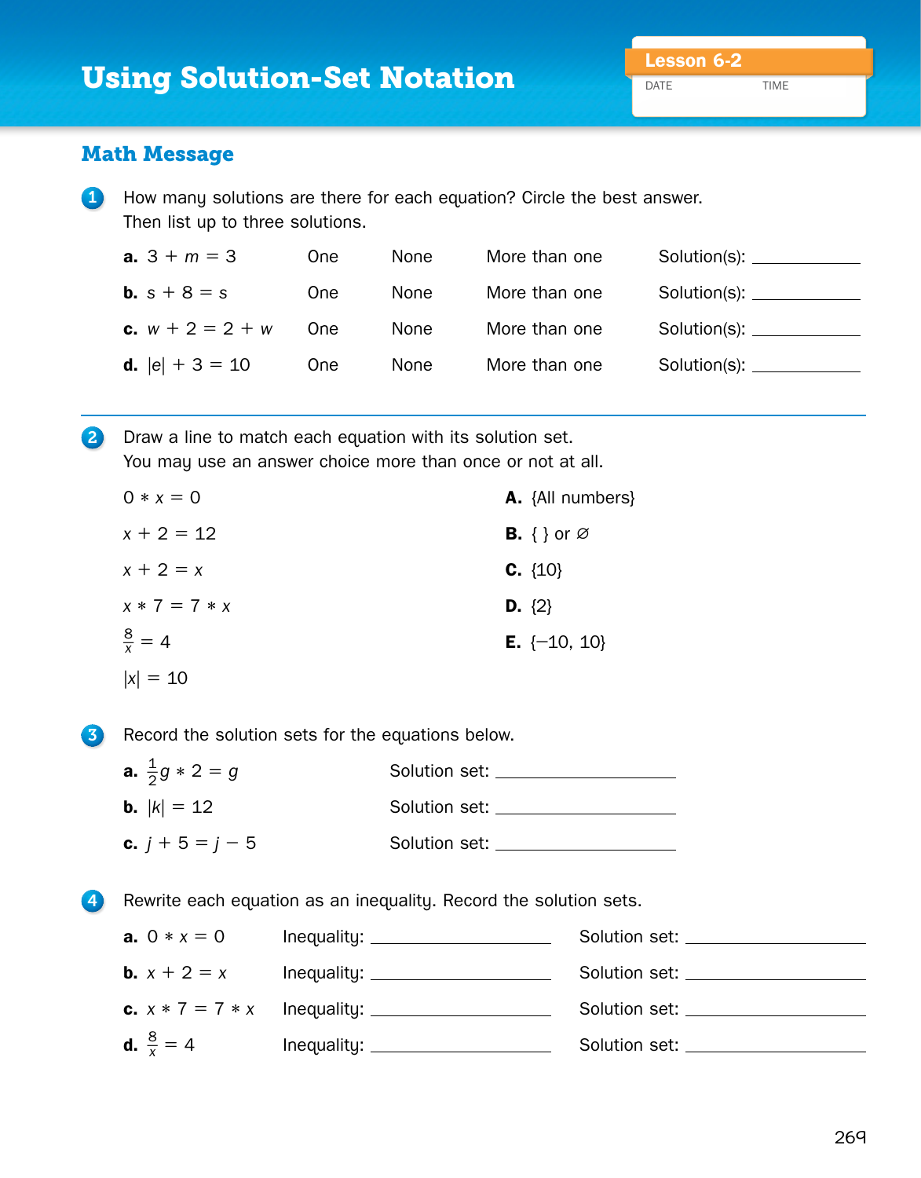# Using Solution-Set Notation

Lesson 6-2

DATE TIME

## Math Message

**1** How many solutions are there for each equation? Circle the best answer. Then list up to three solutions.

**a.** $3 + m = 3$ One None More than one Solution(s): ____________

**b.** $s + 8 = s$ One None More than one Solution(s): ____________

**c.** $w + 2 = 2 + w$ One None More than one Solution(s): ____________

**d.** $|e| + 3 = 10$ One None More than one Solution(s): ____________

---

**2** Draw a line to match each equation with its solution set. You may use an answer choice more than once or not at all.

| Equation | Solution set |
|---|---|
| $0 * x = 0$ | **A.** {All numbers} |
| $x + 2 = 12$ | **B.** { } or $\varnothing$ |
| $x + 2 = x$ | **C.** {10} |
| $x * 7 = 7 * x$ | **D.** {2} |
| $\frac{8}{x} = 4$ | **E.** {−10, 10} |
| $\lvert x \rvert = 10$ | |

**3** Record the solution sets for the equations below.

**a.** $\frac{1}{2}g * 2 = g$ Solution set: ____________

**b.** $|k| = 12$ Solution set: ____________

**c.** $j + 5 = j - 5$ Solution set: ____________

**4** Rewrite each equation as an inequality. Record the solution sets.

**a.** $0 * x = 0$ Inequality: ____________ Solution set: ____________

**b.** $x + 2 = x$ Inequality: ____________ Solution set: ____________

**c.** $x * 7 = 7 * x$ Inequality: ____________ Solution set: ____________

**d.** $\frac{8}{x} = 4$ Inequality: ____________ Solution set: ____________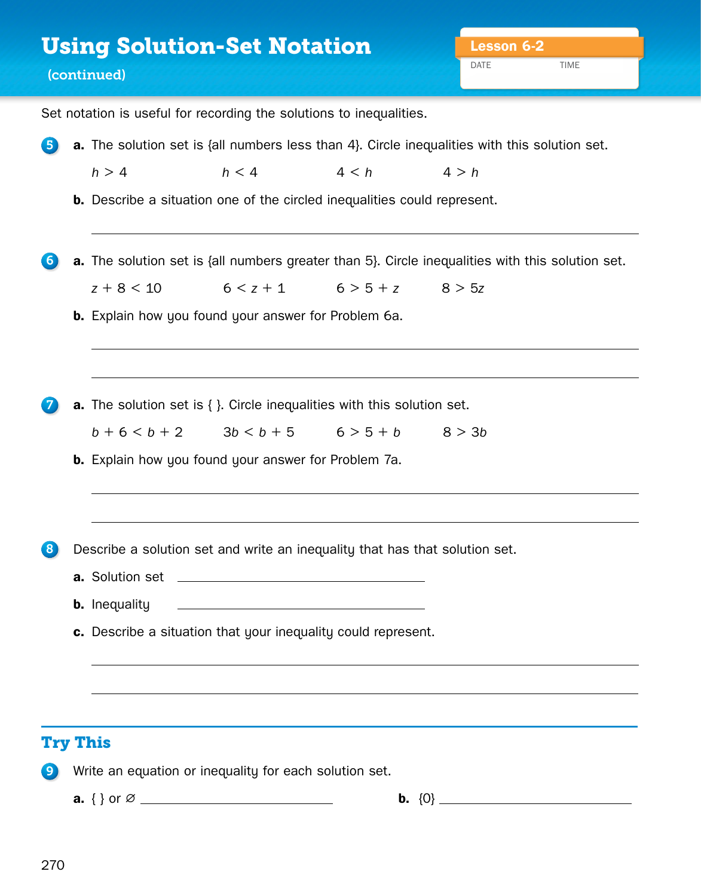# Using Solution-Set Notation

(continued)

Lesson 6-2

DATE TIME

Set notation is useful for recording the solutions to inequalities.

**5** **a.** The solution set is {all numbers less than 4}. Circle inequalities with this solution set.

$h > 4$ $h < 4$ $4 < h$ $4 > h$

**b.** Describe a situation one of the circled inequalities could represent.

______________________________________________

**6** **a.** The solution set is {all numbers greater than 5}. Circle inequalities with this solution set.

$z + 8 < 10$ $6 < z + 1$ $6 > 5 + z$ $8 > 5z$

**b.** Explain how you found your answer for Problem 6a.

______________________________________________

______________________________________________

**7** **a.** The solution set is { }. Circle inequalities with this solution set.

$b + 6 < b + 2$ $3b < b + 5$ $6 > 5 + b$ $8 > 3b$

**b.** Explain how you found your answer for Problem 7a.

______________________________________________

______________________________________________

**8** Describe a solution set and write an inequality that has that solution set.

**a.** Solution set ______________________

**b.** Inequality ______________________

**c.** Describe a situation that your inequality could represent.

______________________________________________

______________________________________________

## Try This

**9** Write an equation or inequality for each solution set.

**a.** { } or ∅ ______________________ **b.** {0} ______________________